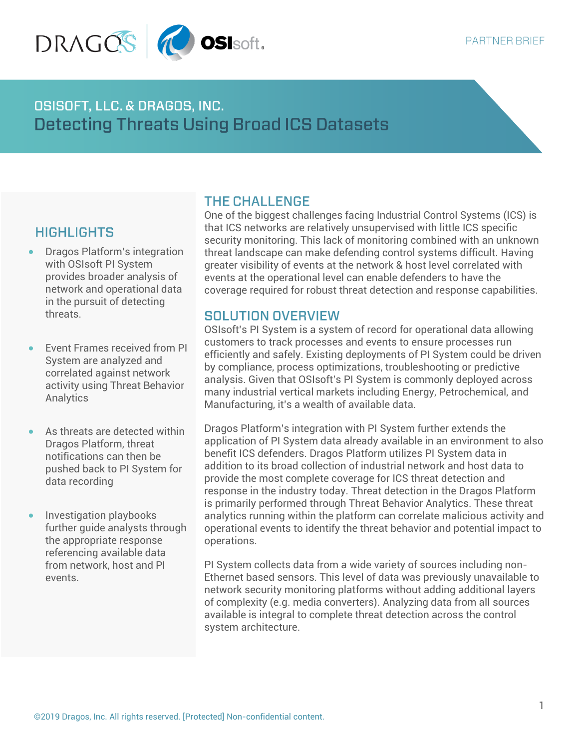PARTNER BRIEF

# OSISOFT, LLC. & DRAGOS, INC.

## Detecting Threats Using Broad ICS Datasets

### HIGHLIGHTS

- Dragos Platform's integration with OSIsoft PI System provides broader analysis of network and operational data in the pursuit of detecting threats.
- Event Frames received from PI System are analyzed and correlated against network activity using Threat Behavior Analytics
- As threats are detected within Dragos Platform, threat notifications can then be pushed back to PI System for data recording
- Investigation playbooks further guide analysts through the appropriate response referencing available data from network, host and PI events.

### THE CHALLENGE

One of the biggest challenges facing Industrial Control Systems (ICS) is that ICS networks are relatively unsupervised with little ICS specific security monitoring. This lack of monitoring combined with an unknown threat landscape can make defending control systems difficult. Having greater visibility of events at the network & host level correlated with events at the operational level can enable defenders to have the coverage required for robust threat detection and response capabilities.

### SOLUTION OVERVIEW

OSIsoft's PI System is a system of record for operational data allowing customers to track processes and events to ensure processes run efficiently and safely. Existing deployments of PI System could be driven by compliance, process optimizations, troubleshooting or predictive analysis. Given that OSIsoft's PI System is commonly deployed across many industrial vertical markets including Energy, Petrochemical, and Manufacturing, it's a wealth of available data.

Dragos Platform's integration with PI System further extends the application of PI System data already available in an environment to also benefit ICS defenders. Dragos Platform utilizes PI System data in addition to its broad collection of industrial network and host data to provide the most complete coverage for ICS threat detection and response in the industry today. Threat detection in the Dragos Platform is primarily performed through Threat Behavior Analytics. These threat analytics running within the platform can correlate malicious activity and operational events to identify the threat behavior and potential impact to operations.

PI System collects data from a wide variety of sources including non-Ethernet based sensors. This level of data was previously unavailable to network security monitoring platforms without adding additional layers of complexity (e.g. media converters). Analyzing data from all sources available is integral to complete threat detection across the control system architecture.

©2019 Dragos, Inc. All rights reserved. [Protected] Non-confidential content.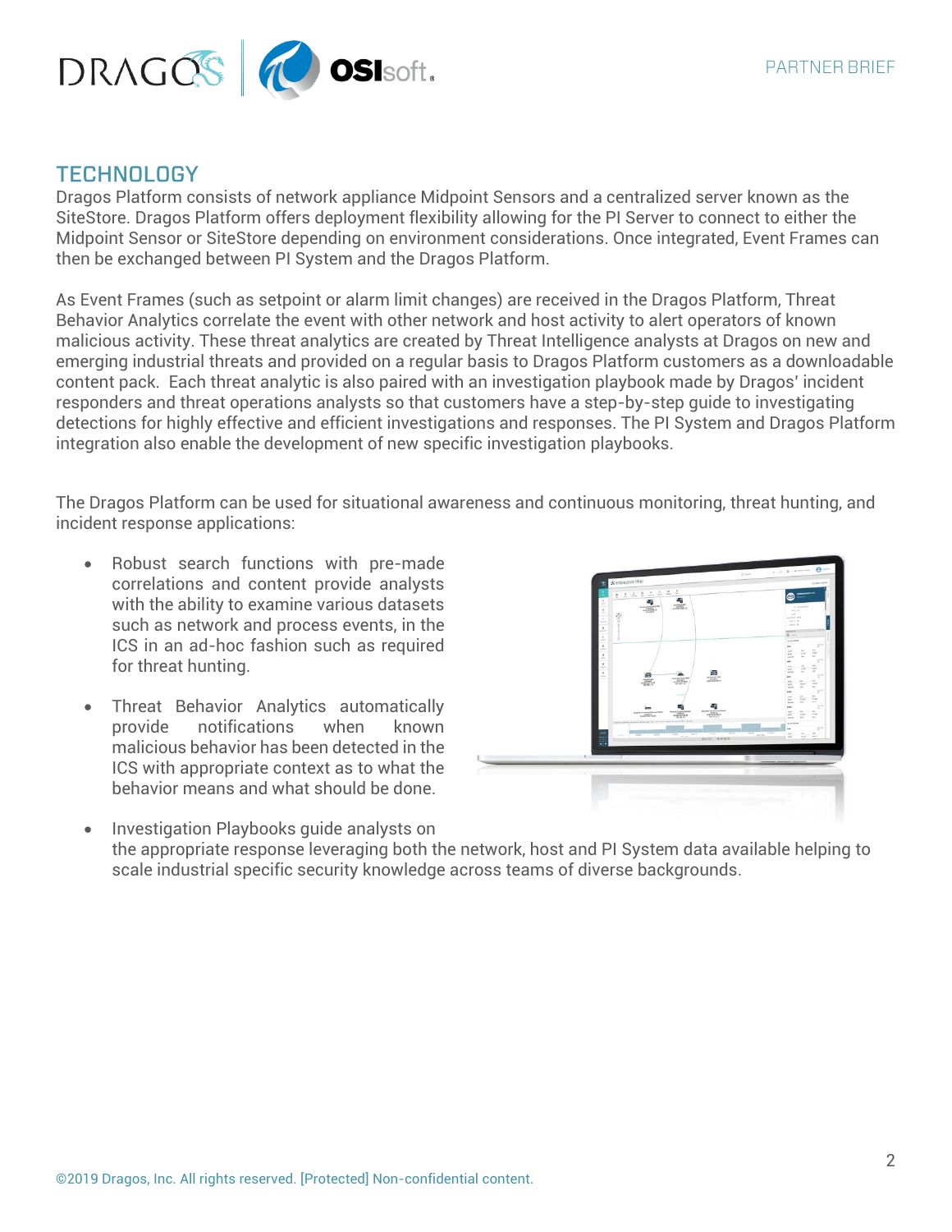## TECHNOLOGY

Dragos Platform consists of network appliance Midpoint Sensors and a centralized server known as the SiteStore. Dragos Platform offers deployment flexibility allowing for the PI Server to connect to either the Midpoint Sensor or SiteStore depending on environment considerations. Once integrated, Event Frames can then be exchanged between PI System and the Dragos Platform.

As Event Frames (such as setpoint or alarm limit changes) are received in the Dragos Platform, Threat Behavior Analytics correlate the event with other network and host activity to alert operators of known malicious activity. These threat analytics are created by Threat Intelligence analysts at Dragos on new and emerging industrial threats and provided on a regular basis to Dragos Platform customers as a downloadable content pack. Each threat analytic is also paired with an investigation playbook made by Dragos' incident responders and threat operations analysts so that customers have a step-by-step guide to investigating detections for highly effective and efficient investigations and responses. The PI System and Dragos Platform integration also enable the development of new specific investigation playbooks.

The Dragos Platform can be used for situational awareness and continuous monitoring, threat hunting, and incident response applications:

- Robust search functions with pre-made correlations and content provide analysts with the ability to examine various datasets such as network and process events, in the ICS in an ad-hoc fashion such as required for threat hunting.
- Threat Behavior Analytics automatically provide notifications when known malicious behavior has been detected in the ICS with appropriate context as to what the behavior means and what should be done.
- Investigation Playbooks guide analysts on the appropriate response leveraging both the network, host and PI System data available helping to scale industrial specific security knowledge across teams of diverse backgrounds.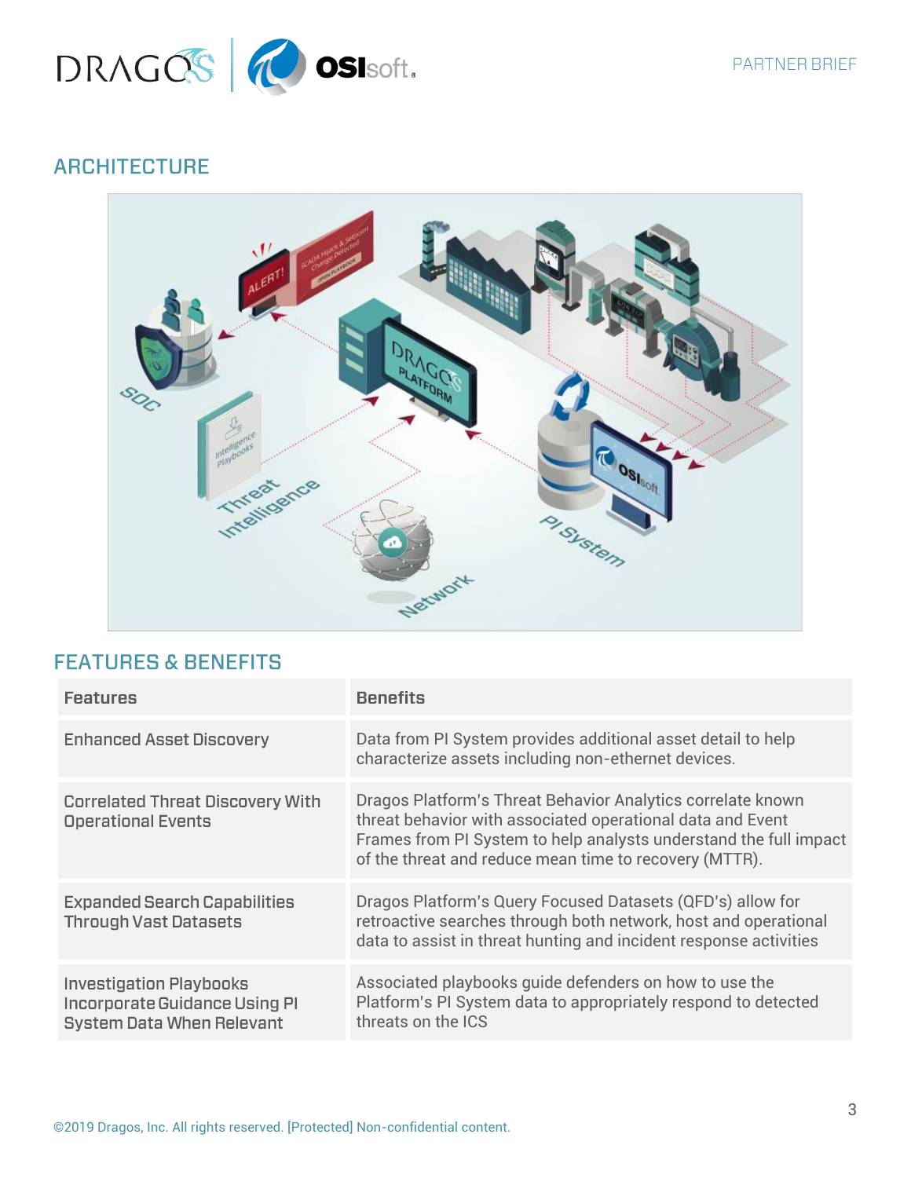## ARCHITECTURE

SOC

ALERT!

SCADA Hijack & Setpoint Change Detected

OPEN PLAYBOOK

DRAGOS PLATFORM

Intelligence Playbooks

Threat Intelligence

Network

OSIsoft

PI System

## FEATURES & BENEFITS

| Features | Benefits |
| --- | --- |
| Enhanced Asset Discovery | Data from PI System provides additional asset detail to help characterize assets including non-ethernet devices. |
| Correlated Threat Discovery With Operational Events | Dragos Platform's Threat Behavior Analytics correlate known threat behavior with associated operational data and Event Frames from PI System to help analysts understand the full impact of the threat and reduce mean time to recovery (MTTR). |
| Expanded Search Capabilities Through Vast Datasets | Dragos Platform's Query Focused Datasets (QFD's) allow for retroactive searches through both network, host and operational data to assist in threat hunting and incident response activities |
| Investigation Playbooks Incorporate Guidance Using PI System Data When Relevant | Associated playbooks guide defenders on how to use the Platform's PI System data to appropriately respond to detected threats on the ICS |

©2019 Dragos, Inc. All rights reserved. [Protected] Non-confidential content.